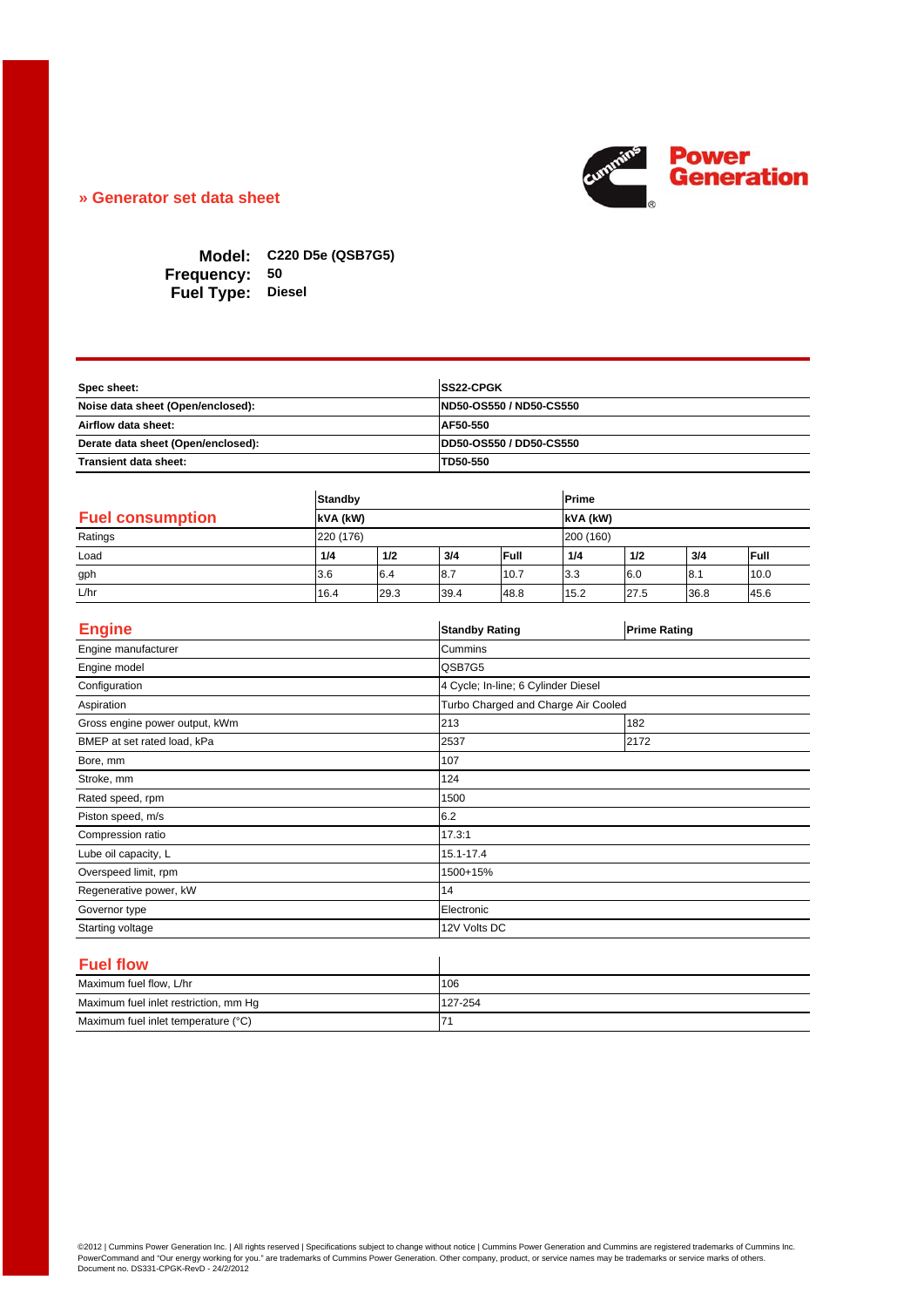» Generator set data sheet

**Model:** C220 D5e (QSB7G5)
**Frequency:** 50
**Fuel Type:** Diesel

| | |
|---|---|
| **Spec sheet:** | **SS22-CPGK** |
| **Noise data sheet (Open/enclosed):** | **ND50-OS550 / ND50-CS550** |
| **Airflow data sheet:** | **AF50-550** |
| **Derate data sheet (Open/enclosed):** | **DD50-OS550 / DD50-CS550** |
| **Transient data sheet:** | **TD50-550** |

## Fuel consumption

| | **Standby** | | | | **Prime** | | | |
|---|---|---|---|---|---|---|---|---|
| | **kVA (kW)** | | | | **kVA (kW)** | | | |
| Ratings | 220 (176) | | | | 200 (160) | | | |
| Load | **1/4** | **1/2** | **3/4** | **Full** | **1/4** | **1/2** | **3/4** | **Full** |
| gph | 3.6 | 6.4 | 8.7 | 10.7 | 3.3 | 6.0 | 8.1 | 10.0 |
| L/hr | 16.4 | 29.3 | 39.4 | 48.8 | 15.2 | 27.5 | 36.8 | 45.6 |

## Engine

| | **Standby Rating** | **Prime Rating** |
|---|---|---|
| Engine manufacturer | Cummins | |
| Engine model | QSB7G5 | |
| Configuration | 4 Cycle; In-line; 6 Cylinder Diesel | |
| Aspiration | Turbo Charged and Charge Air Cooled | |
| Gross engine power output, kWm | 213 | 182 |
| BMEP at set rated load, kPa | 2537 | 2172 |
| Bore, mm | 107 | |
| Stroke, mm | 124 | |
| Rated speed, rpm | 1500 | |
| Piston speed, m/s | 6.2 | |
| Compression ratio | 17.3:1 | |
| Lube oil capacity, L | 15.1-17.4 | |
| Overspeed limit, rpm | 1500+15% | |
| Regenerative power, kW | 14 | |
| Governor type | Electronic | |
| Starting voltage | 12V Volts DC | |

## Fuel flow

| | |
|---|---|
| Maximum fuel flow, L/hr | 106 |
| Maximum fuel inlet restriction, mm Hg | 127-254 |
| Maximum fuel inlet temperature (°C) | 71 |

©2012 | Cummins Power Generation Inc. | All rights reserved | Specifications subject to change without notice | Cummins Power Generation and Cummins are registered trademarks of Cummins Inc. PowerCommand and "Our energy working for you." are trademarks of Cummins Power Generation. Other company, product, or service names may be trademarks or service marks of others.
Document no. DS331-CPGK-RevD - 24/2/2012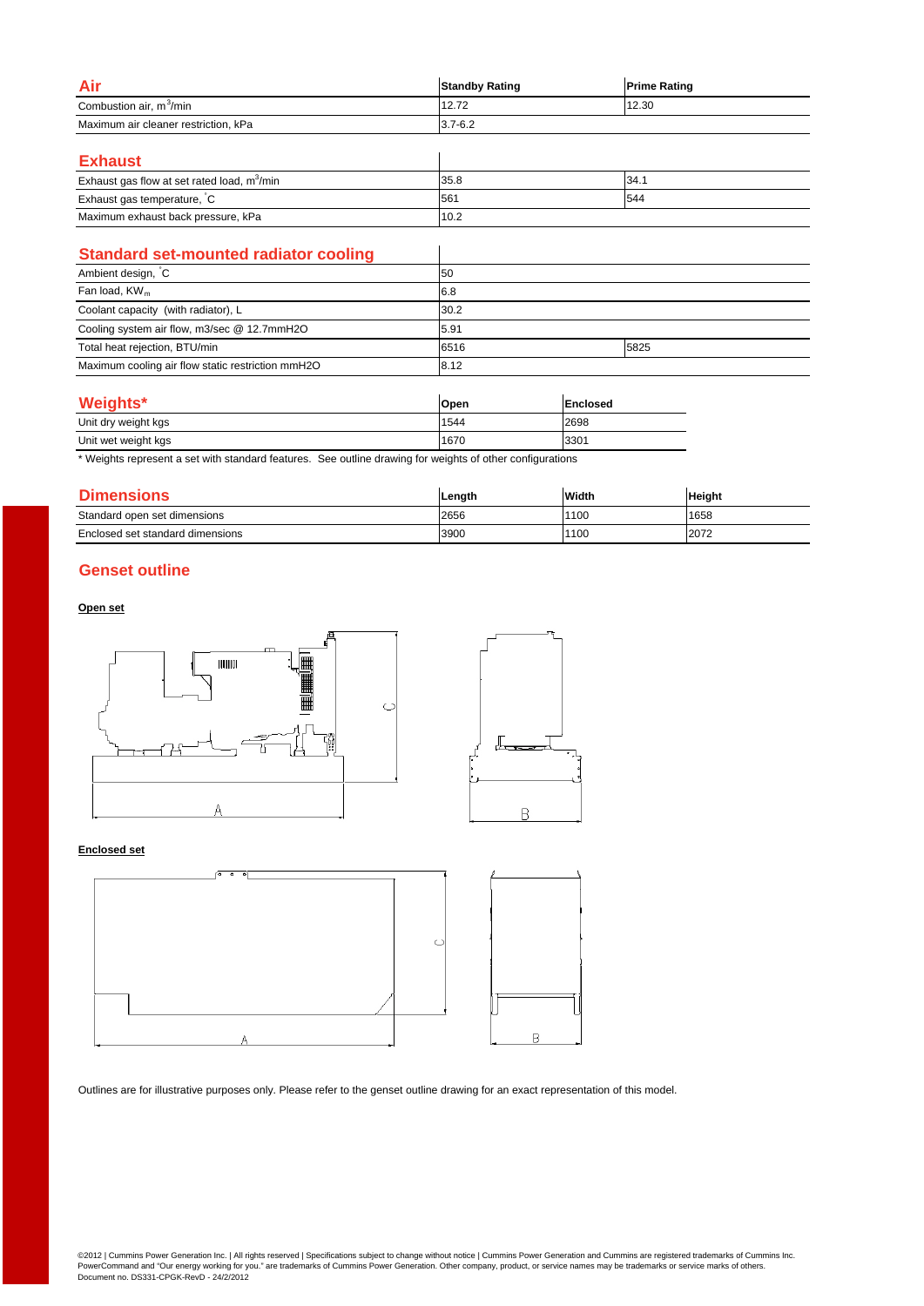## Air

| Air | Standby Rating | Prime Rating |
|---|---|---|
| Combustion air, $m^3$/min | 12.72 | 12.30 |
| Maximum air cleaner restriction, kPa | 3.7-6.2 | |

## Exhaust

| Exhaust | Standby Rating | Prime Rating |
|---|---|---|
| Exhaust gas flow at set rated load, $m^3$/min | 35.8 | 34.1 |
| Exhaust gas temperature, °C | 561 | 544 |
| Maximum exhaust back pressure, kPa | 10.2 | |

## Standard set-mounted radiator cooling

| Standard set-mounted radiator cooling | Standby Rating | Prime Rating |
|---|---|---|
| Ambient design, °C | 50 | |
| Fan load, $KW_m$ | 6.8 | |
| Coolant capacity (with radiator), L | 30.2 | |
| Cooling system air flow, m3/sec @ 12.7mmH2O | 5.91 | |
| Total heat rejection, BTU/min | 6516 | 5825 |
| Maximum cooling air flow static restriction mmH2O | 8.12 | |

## Weights*

| Weights* | Open | Enclosed |
|---|---|---|
| Unit dry weight kgs | 1544 | 2698 |
| Unit wet weight kgs | 1670 | 3301 |

* Weights represent a set with standard features. See outline drawing for weights of other configurations

## Dimensions

| Dimensions | Length | Width | Height |
|---|---|---|---|
| Standard open set dimensions | 2656 | 1100 | 1658 |
| Enclosed set standard dimensions | 3900 | 1100 | 2072 |

## Genset outline

**Open set**

**Enclosed set**

Outlines are for illustrative purposes only. Please refer to the genset outline drawing for an exact representation of this model.

©2012 | Cummins Power Generation Inc. | All rights reserved | Specifications subject to change without notice | Cummins Power Generation and Cummins are registered trademarks of Cummins Inc. PowerCommand and "Our energy working for you." are trademarks of Cummins Power Generation. Other company, product, or service names may be trademarks or service marks of others.
Document no. DS331-CPGK-RevD - 24/2/2012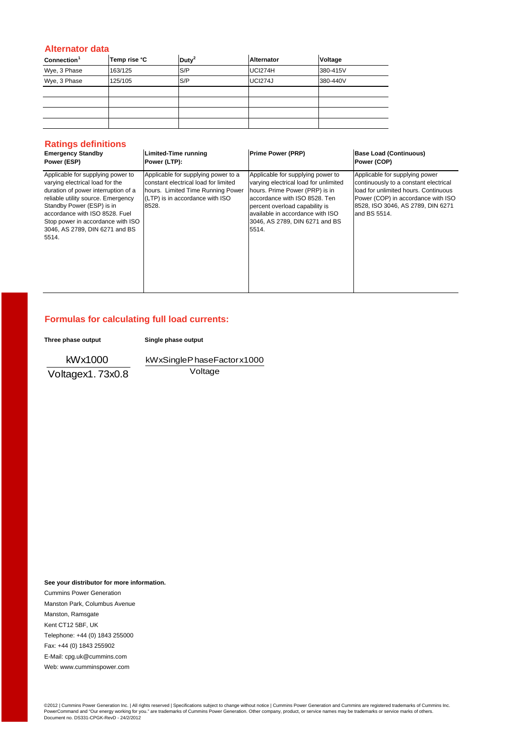## Alternator data

| Connection[1] | Temp rise °C | Duty[2] | Alternator | Voltage |
|---|---|---|---|---|
| Wye, 3 Phase | 163/125 | S/P | UCI274H | 380-415V |
| Wye, 3 Phase | 125/105 | S/P | UCI274J | 380-440V |
| | | | | |
| | | | | |
| | | | | |
| | | | | |

## Ratings definitions

| Emergency Standby Power (ESP) | Limited-Time running Power (LTP): | Prime Power (PRP) | Base Load (Continuous) Power (COP) |
|---|---|---|---|
| Applicable for supplying power to varying electrical load for the duration of power interruption of a reliable utility source. Emergency Standby Power (ESP) is in accordance with ISO 8528. Fuel Stop power in accordance with ISO 3046, AS 2789, DIN 6271 and BS 5514. | Applicable for supplying power to a constant electrical load for limited hours. Limited Time Running Power (LTP) is in accordance with ISO 8528. | Applicable for supplying power to varying electrical load for unlimited hours. Prime Power (PRP) is in accordance with ISO 8528. Ten percent overload capability is available in accordance with ISO 3046, AS 2789, DIN 6271 and BS 5514. | Applicable for supplying power continuously to a constant electrical load for unlimited hours. Continuous Power (COP) in accordance with ISO 8528, ISO 3046, AS 2789, DIN 6271 and BS 5514. |

## Formulas for calculating full load currents:

**Three phase output**

$$\frac{kW \times 1000}{Voltage \times 1.73 \times 0.8}$$

**Single phase output**

$$\frac{kW \times SinglePhaseFactor \times 1000}{Voltage}$$

**See your distributor for more information.**

Cummins Power Generation
Manston Park, Columbus Avenue
Manston, Ramsgate
Kent CT12 5BF, UK
Telephone: +44 (0) 1843 255000
Fax: +44 (0) 1843 255902
E-Mail: cpg.uk@cummins.com
Web: www.cumminspower.com

©2012 | Cummins Power Generation Inc. | All rights reserved | Specifications subject to change without notice | Cummins Power Generation and Cummins are registered trademarks of Cummins Inc. PowerCommand and "Our energy working for you." are trademarks of Cummins Power Generation. Other company, product, or service names may be trademarks or service marks of others.
Document no. DS331-CPGK-RevD - 24/2/2012